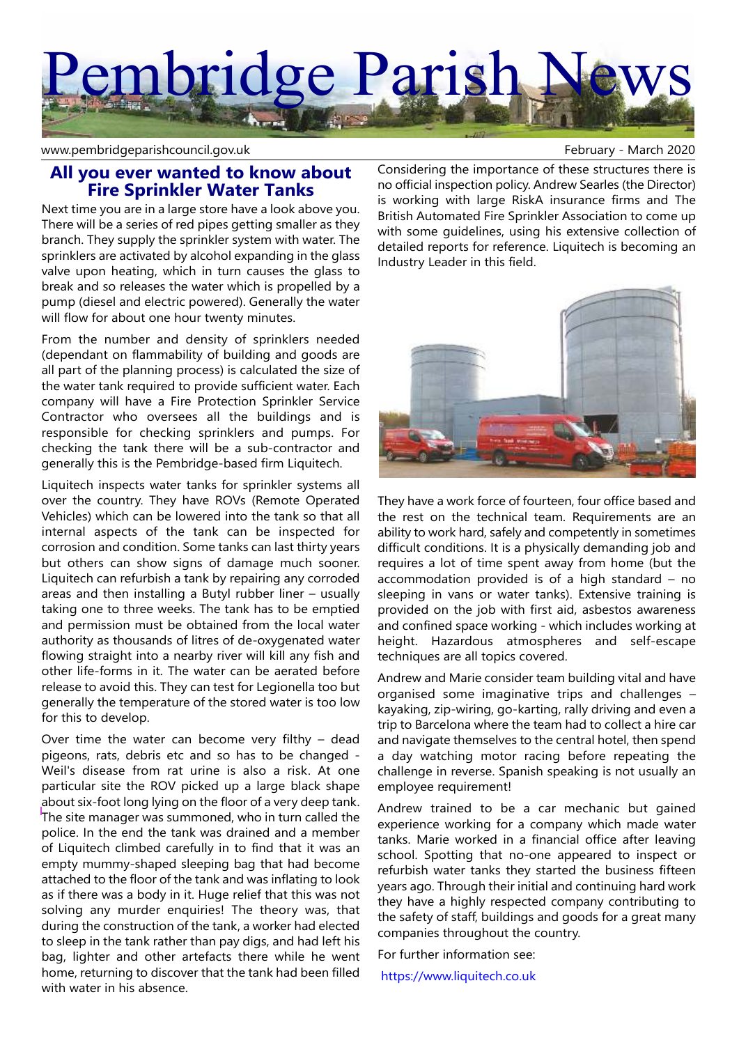# Pembridge Parish News

www.pembridgeparishcouncil.gov.uk

February - March 2020

## All you ever wanted to know about Fire Sprinkler Water Tanks

Next time you are in a large store have a look above you. There will be a series of red pipes getting smaller as they branch. They supply the sprinkler system with water. The sprinklers are activated by alcohol expanding in the glass valve upon heating, which in turn causes the glass to break and so releases the water which is propelled by a pump (diesel and electric powered). Generally the water will flow for about one hour twenty minutes.

From the number and density of sprinklers needed (dependant on flammability of building and goods are all part of the planning process) is calculated the size of the water tank required to provide sufficient water. Each company will have a Fire Protection Sprinkler Service Contractor who oversees all the buildings and is responsible for checking sprinklers and pumps. For checking the tank there will be a sub-contractor and generally this is the Pembridge-based firm Liquitech.

Liquitech inspects water tanks for sprinkler systems all over the country. They have ROVs (Remote Operated Vehicles) which can be lowered into the tank so that all internal aspects of the tank can be inspected for corrosion and condition. Some tanks can last thirty years but others can show signs of damage much sooner. Liquitech can refurbish a tank by repairing any corroded areas and then installing a Butyl rubber liner – usually taking one to three weeks. The tank has to be emptied and permission must be obtained from the local water authority as thousands of litres of de-oxygenated water flowing straight into a nearby river will kill any fish and other life-forms in it. The water can be aerated before release to avoid this. They can test for Legionella too but generally the temperature of the stored water is too low for this to develop.

Over time the water can become very filthy – dead pigeons, rats, debris etc and so has to be changed - Weil's disease from rat urine is also a risk. At one particular site the ROV picked up a large black shape about six-foot long lying on the floor of a very deep tank. The site manager was summoned, who in turn called the police. In the end the tank was drained and a member of Liquitech climbed carefully in to find that it was an empty mummy-shaped sleeping bag that had become attached to the floor of the tank and was inflating to look as if there was a body in it. Huge relief that this was not solving any murder enquiries! The theory was, that during the construction of the tank, a worker had elected to sleep in the tank rather than pay digs, and had left his bag, lighter and other artefacts there while he went home, returning to discover that the tank had been filled with water in his absence.

Considering the importance of these structures there is no official inspection policy. Andrew Searles (the Director) is working with large RiskA insurance firms and The British Automated Fire Sprinkler Association to come up with some guidelines, using his extensive collection of detailed reports for reference. Liquitech is becoming an Industry Leader in this field.

They have a work force of fourteen, four office based and the rest on the technical team. Requirements are an ability to work hard, safely and competently in sometimes difficult conditions. It is a physically demanding job and requires a lot of time spent away from home (but the accommodation provided is of a high standard – no sleeping in vans or water tanks). Extensive training is provided on the job with first aid, asbestos awareness and confined space working - which includes working at height. Hazardous atmospheres and self-escape techniques are all topics covered.

Andrew and Marie consider team building vital and have organised some imaginative trips and challenges – kayaking, zip-wiring, go-karting, rally driving and even a trip to Barcelona where the team had to collect a hire car and navigate themselves to the central hotel, then spend a day watching motor racing before repeating the challenge in reverse. Spanish speaking is not usually an employee requirement!

Andrew trained to be a car mechanic but gained experience working for a company which made water tanks. Marie worked in a financial office after leaving school. Spotting that no-one appeared to inspect or refurbish water tanks they started the business fifteen years ago. Through their initial and continuing hard work they have a highly respected company contributing to the safety of staff, buildings and goods for a great many companies throughout the country.

For further information see:

https://www.liquitech.co.uk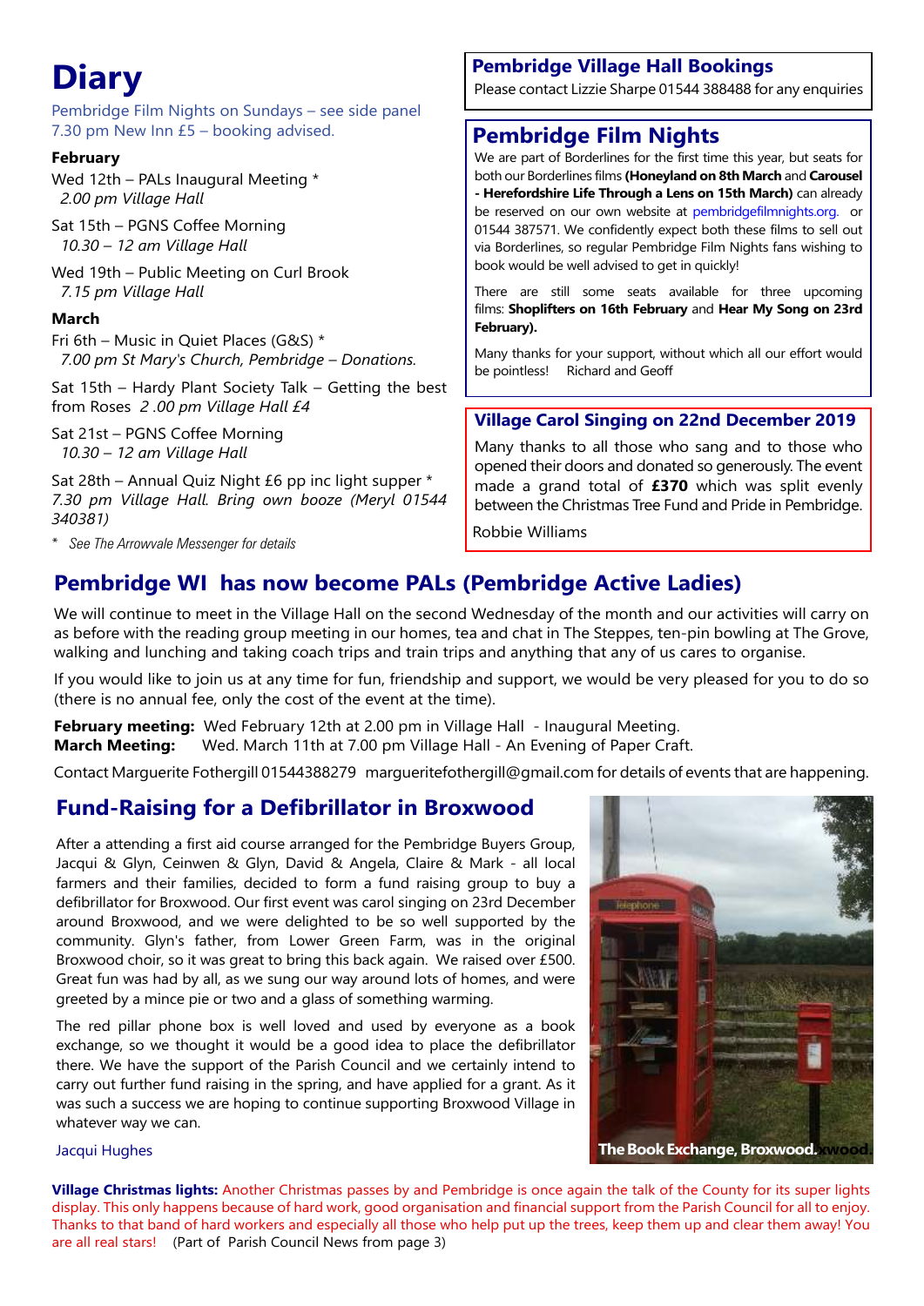# Diary

Pembridge Film Nights on Sundays – see side panel
7.30 pm New Inn £5 – booking advised.

**February**

Wed 12th – PALs Inaugural Meeting *
*2.00 pm Village Hall*

Sat 15th – PGNS Coffee Morning
*10.30 – 12 am Village Hall*

Wed 19th – Public Meeting on Curl Brook
*7.15 pm Village Hall*

**March**

Fri 6th – Music in Quiet Places (G&S) *
*7.00 pm St Mary's Church, Pembridge – Donations.*

Sat 15th – Hardy Plant Society Talk – Getting the best from Roses *2 .00 pm Village Hall £4*

Sat 21st – PGNS Coffee Morning
*10.30 – 12 am Village Hall*

Sat 28th – Annual Quiz Night £6 pp inc light supper *
*7.30 pm Village Hall. Bring own booze (Meryl 01544 340381)*

* *See The Arrowvale Messenger for details*

## Pembridge Village Hall Bookings

Please contact Lizzie Sharpe 01544 388488 for any enquiries

## Pembridge Film Nights

We are part of Borderlines for the first time this year, but seats for both our Borderlines films **(Honeyland on 8th March** and **Carousel - Herefordshire Life Through a Lens on 15th March)** can already be reserved on our own website at pembridgefilmnights.org. or 01544 387571. We confidently expect both these films to sell out via Borderlines, so regular Pembridge Film Nights fans wishing to book would be well advised to get in quickly!

There are still some seats available for three upcoming films: **Shoplifters on 16th February** and **Hear My Song on 23rd February).**

Many thanks for your support, without which all our effort would be pointless! Richard and Geoff

## Village Carol Singing on 22nd December 2019

Many thanks to all those who sang and to those who opened their doors and donated so generously. The event made a grand total of **£370** which was split evenly between the Christmas Tree Fund and Pride in Pembridge.

Robbie Williams

## Pembridge WI has now become PALs (Pembridge Active Ladies)

We will continue to meet in the Village Hall on the second Wednesday of the month and our activities will carry on as before with the reading group meeting in our homes, tea and chat in The Steppes, ten-pin bowling at The Grove, walking and lunching and taking coach trips and train trips and anything that any of us cares to organise.

If you would like to join us at any time for fun, friendship and support, we would be very pleased for you to do so (there is no annual fee, only the cost of the event at the time).

**February meeting:** Wed February 12th at 2.00 pm in Village Hall - Inaugural Meeting.
**March Meeting:** Wed. March 11th at 7.00 pm Village Hall - An Evening of Paper Craft.

Contact Marguerite Fothergill 01544388279 margueritefothergill@gmail.com for details of events that are happening.

## Fund-Raising for a Defibrillator in Broxwood

After a attending a first aid course arranged for the Pembridge Buyers Group, Jacqui & Glyn, Ceinwen & Glyn, David & Angela, Claire & Mark - all local farmers and their families, decided to form a fund raising group to buy a defibrillator for Broxwood. Our first event was carol singing on 23rd December around Broxwood, and we were delighted to be so well supported by the community. Glyn's father, from Lower Green Farm, was in the original Broxwood choir, so it was great to bring this back again. We raised over £500. Great fun was had by all, as we sung our way around lots of homes, and were greeted by a mince pie or two and a glass of something warming.

The red pillar phone box is well loved and used by everyone as a book exchange, so we thought it would be a good idea to place the defibrillator there. We have the support of the Parish Council and we certainly intend to carry out further fund raising in the spring, and have applied for a grant. As it was such a success we are hoping to continue supporting Broxwood Village in whatever way we can.

Jacqui Hughes

The Book Exchange, Broxwood.

**Village Christmas lights:** Another Christmas passes by and Pembridge is once again the talk of the County for its super lights display. This only happens because of hard work, good organisation and financial support from the Parish Council for all to enjoy. Thanks to that band of hard workers and especially all those who help put up the trees, keep them up and clear them away! You are all real stars! (Part of Parish Council News from page 3)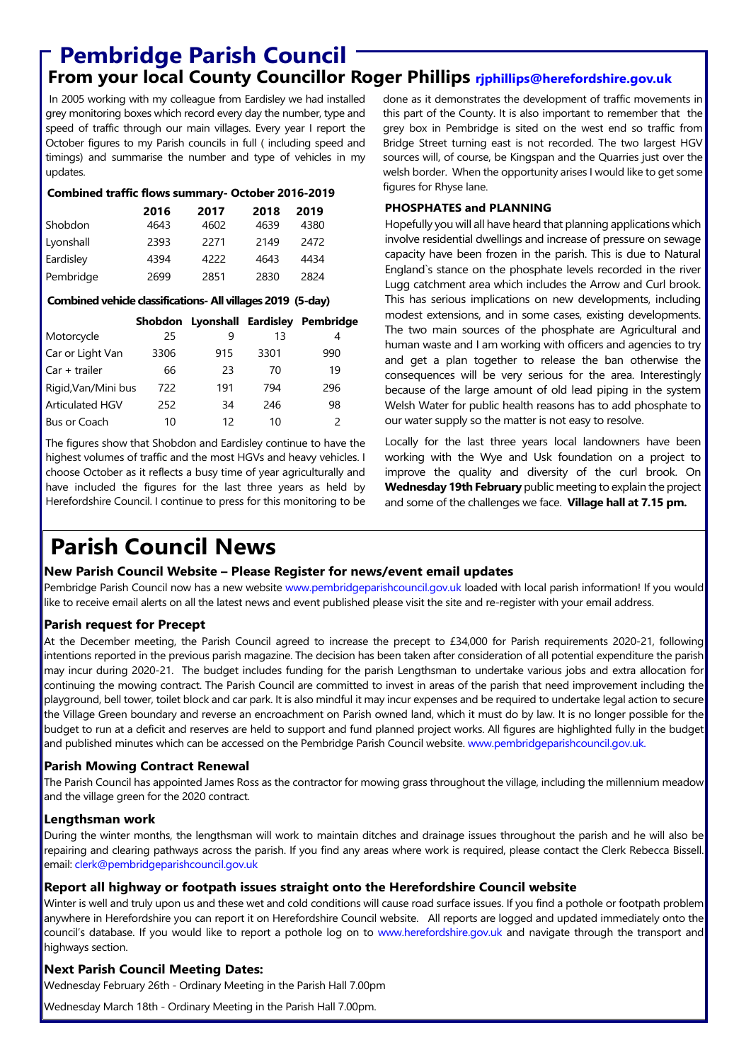# Pembridge Parish Council

## From your local County Councillor Roger Phillips rjphillips@herefordshire.gov.uk

In 2005 working with my colleague from Eardisley we had installed grey monitoring boxes which record every day the number, type and speed of traffic through our main villages. Every year I report the October figures to my Parish councils in full ( including speed and timings) and summarise the number and type of vehicles in my updates.

**Combined traffic flows summary- October 2016-2019**

| | 2016 | 2017 | 2018 | 2019 |
|---|---|---|---|---|
| Shobdon | 4643 | 4602 | 4639 | 4380 |
| Lyonshall | 2393 | 2271 | 2149 | 2472 |
| Eardisley | 4394 | 4222 | 4643 | 4434 |
| Pembridge | 2699 | 2851 | 2830 | 2824 |

**Combined vehicle classifications- All villages 2019 (5-day)**

| | Shobdon | Lyonshall | Eardisley | Pembridge |
|---|---|---|---|---|
| Motorcycle | 25 | 9 | 13 | 4 |
| Car or Light Van | 3306 | 915 | 3301 | 990 |
| Car + trailer | 66 | 23 | 70 | 19 |
| Rigid,Van/Mini bus | 722 | 191 | 794 | 296 |
| Articulated HGV | 252 | 34 | 246 | 98 |
| Bus or Coach | 10 | 12 | 10 | 2 |

The figures show that Shobdon and Eardisley continue to have the highest volumes of traffic and the most HGVs and heavy vehicles. I choose October as it reflects a busy time of year agriculturally and have included the figures for the last three years as held by Herefordshire Council. I continue to press for this monitoring to be done as it demonstrates the development of traffic movements in this part of the County. It is also important to remember that the grey box in Pembridge is sited on the west end so traffic from Bridge Street turning east is not recorded. The two largest HGV sources will, of course, be Kingspan and the Quarries just over the welsh border. When the opportunity arises I would like to get some figures for Rhyse lane.

**PHOSPHATES and PLANNING**

Hopefully you will all have heard that planning applications which involve residential dwellings and increase of pressure on sewage capacity have been frozen in the parish. This is due to Natural England`s stance on the phosphate levels recorded in the river Lugg catchment area which includes the Arrow and Curl brook. This has serious implications on new developments, including modest extensions, and in some cases, existing developments. The two main sources of the phosphate are Agricultural and human waste and I am working with officers and agencies to try and get a plan together to release the ban otherwise the consequences will be very serious for the area. Interestingly because of the large amount of old lead piping in the system Welsh Water for public health reasons has to add phosphate to our water supply so the matter is not easy to resolve.

Locally for the last three years local landowners have been working with the Wye and Usk foundation on a project to improve the quality and diversity of the curl brook. On **Wednesday 19th February** public meeting to explain the project and some of the challenges we face. **Village hall at 7.15 pm.**

# Parish Council News

### New Parish Council Website – Please Register for news/event email updates

Pembridge Parish Council now has a new website www.pembridgeparishcouncil.gov.uk loaded with local parish information! If you would like to receive email alerts on all the latest news and event published please visit the site and re-register with your email address.

### Parish request for Precept

At the December meeting, the Parish Council agreed to increase the precept to £34,000 for Parish requirements 2020-21, following intentions reported in the previous parish magazine. The decision has been taken after consideration of all potential expenditure the parish may incur during 2020-21. The budget includes funding for the parish Lengthsman to undertake various jobs and extra allocation for continuing the mowing contract. The Parish Council are committed to invest in areas of the parish that need improvement including the playground, bell tower, toilet block and car park. It is also mindful it may incur expenses and be required to undertake legal action to secure the Village Green boundary and reverse an encroachment on Parish owned land, which it must do by law. It is no longer possible for the budget to run at a deficit and reserves are held to support and fund planned project works. All figures are highlighted fully in the budget and published minutes which can be accessed on the Pembridge Parish Council website. www.pembridgeparishcouncil.gov.uk.

### Parish Mowing Contract Renewal

The Parish Council has appointed James Ross as the contractor for mowing grass throughout the village, including the millennium meadow and the village green for the 2020 contract.

### Lengthsman work

During the winter months, the lengthsman will work to maintain ditches and drainage issues throughout the parish and he will also be repairing and clearing pathways across the parish. If you find any areas where work is required, please contact the Clerk Rebecca Bissell. email: clerk@pembridgeparishcouncil.gov.uk

### Report all highway or footpath issues straight onto the Herefordshire Council website

Winter is well and truly upon us and these wet and cold conditions will cause road surface issues. If you find a pothole or footpath problem anywhere in Herefordshire you can report it on Herefordshire Council website. All reports are logged and updated immediately onto the council's database. If you would like to report a pothole log on to www.herefordshire.gov.uk and navigate through the transport and highways section.

### Next Parish Council Meeting Dates:

Wednesday February 26th - Ordinary Meeting in the Parish Hall 7.00pm

Wednesday March 18th - Ordinary Meeting in the Parish Hall 7.00pm.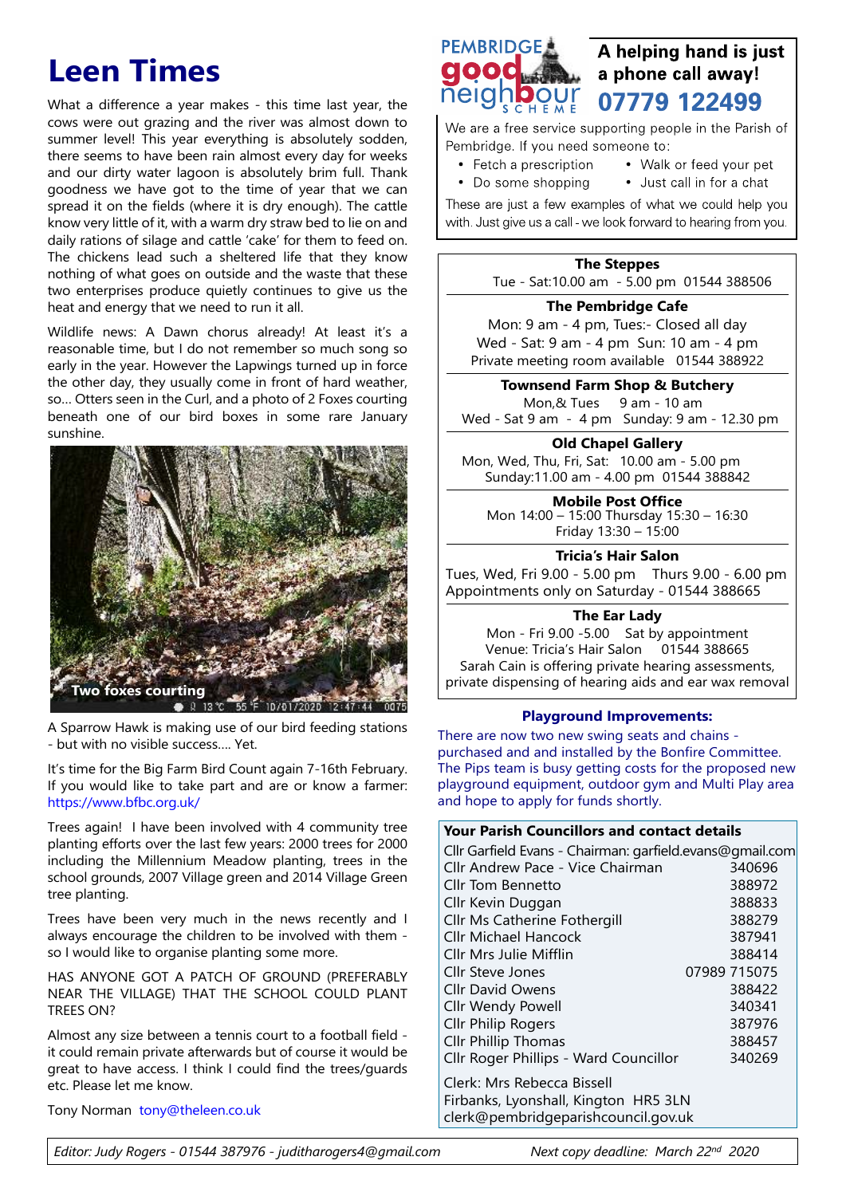# Leen Times

What a difference a year makes - this time last year, the cows were out grazing and the river was almost down to summer level! This year everything is absolutely sodden, there seems to have been rain almost every day for weeks and our dirty water lagoon is absolutely brim full. Thank goodness we have got to the time of year that we can spread it on the fields (where it is dry enough). The cattle know very little of it, with a warm dry straw bed to lie on and daily rations of silage and cattle 'cake' for them to feed on. The chickens lead such a sheltered life that they know nothing of what goes on outside and the waste that these two enterprises produce quietly continues to give us the heat and energy that we need to run it all.

Wildlife news: A Dawn chorus already! At least it's a reasonable time, but I do not remember so much song so early in the year. However the Lapwings turned up in force the other day, they usually come in front of hard weather, so... Otters seen in the Curl, and a photo of 2 Foxes courting beneath one of our bird boxes in some rare January sunshine.

Two foxes courting

A Sparrow Hawk is making use of our bird feeding stations - but with no visible success.... Yet.

It's time for the Big Farm Bird Count again 7-16th February. If you would like to take part and are or know a farmer: https://www.bfbc.org.uk/

Trees again! I have been involved with 4 community tree planting efforts over the last few years: 2000 trees for 2000 including the Millennium Meadow planting, trees in the school grounds, 2007 Village green and 2014 Village Green tree planting.

Trees have been very much in the news recently and I always encourage the children to be involved with them - so I would like to organise planting some more.

HAS ANYONE GOT A PATCH OF GROUND (PREFERABLY NEAR THE VILLAGE) THAT THE SCHOOL COULD PLANT TREES ON?

Almost any size between a tennis court to a football field - it could remain private afterwards but of course it would be great to have access. I think I could find the trees/guards etc. Please let me know.

Tony Norman tony@theleen.co.uk

---

**PEMBRIDGE good neighbour SCHEME**

**A helping hand is just a phone call away!**
**07779 122499**

We are a free service supporting people in the Parish of Pembridge. If you need someone to:

- Fetch a prescription
- Do some shopping
- Walk or feed your pet
- Just call in for a chat

These are just a few examples of what we could help you with. Just give us a call - we look forward to hearing from you.

---

**The Steppes**
Tue - Sat:10.00 am - 5.00 pm 01544 388506

**The Pembridge Cafe**
Mon: 9 am - 4 pm, Tues:- Closed all day
Wed - Sat: 9 am - 4 pm Sun: 10 am - 4 pm
Private meeting room available 01544 388922

**Townsend Farm Shop & Butchery**
Mon,& Tues 9 am - 10 am
Wed - Sat 9 am - 4 pm Sunday: 9 am - 12.30 pm

**Old Chapel Gallery**
Mon, Wed, Thu, Fri, Sat: 10.00 am - 5.00 pm
Sunday:11.00 am - 4.00 pm 01544 388842

**Mobile Post Office**
Mon 14:00 – 15:00 Thursday 15:30 – 16:30
Friday 13:30 – 15:00

**Tricia's Hair Salon**
Tues, Wed, Fri 9.00 - 5.00 pm Thurs 9.00 - 6.00 pm
Appointments only on Saturday - 01544 388665

**The Ear Lady**
Mon - Fri 9.00 -5.00 Sat by appointment
Venue: Tricia's Hair Salon 01544 388665
Sarah Cain is offering private hearing assessments, private dispensing of hearing aids and ear wax removal

---

**Playground Improvements:**

There are now two new swing seats and chains - purchased and and installed by the Bonfire Committee. The Pips team is busy getting costs for the proposed new playground equipment, outdoor gym and Multi Play area and hope to apply for funds shortly.

---

| Your Parish Councillors and contact details | |
|---|---|
| Cllr Garfield Evans - Chairman: garfield.evans@gmail.com | |
| Cllr Andrew Pace - Vice Chairman | 340696 |
| Cllr Tom Bennetto | 388972 |
| Cllr Kevin Duggan | 388833 |
| Cllr Ms Catherine Fothergill | 388279 |
| Cllr Michael Hancock | 387941 |
| Cllr Mrs Julie Mifflin | 388414 |
| Cllr Steve Jones | 07989 715075 |
| Cllr David Owens | 388422 |
| Cllr Wendy Powell | 340341 |
| Cllr Philip Rogers | 387976 |
| Cllr Phillip Thomas | 388457 |
| Cllr Roger Phillips - Ward Councillor | 340269 |

Clerk: Mrs Rebecca Bissell
Firbanks, Lyonshall, Kington HR5 3LN
clerk@pembridgeparishcouncil.gov.uk

---

*Editor: Judy Rogers - 01544 387976 - juditharogers4@gmail.com* *Next copy deadline: March 22nd 2020*